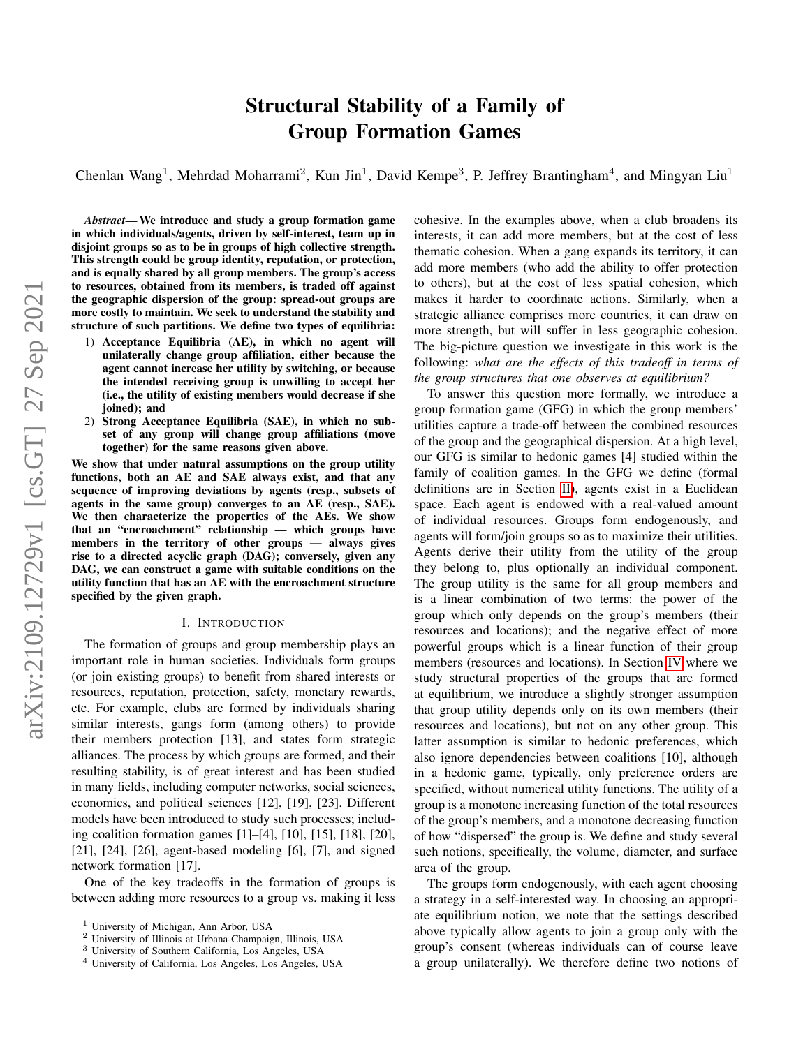# Structural Stability of a Family of Group Formation Games

Chenlan Wang[1], Mehrdad Moharrami[2], Kun Jin[1], David Kempe[3], P. Jeffrey Brantingham[4], and Mingyan Liu[1]

***Abstract*— We introduce and study a group formation game in which individuals/agents, driven by self-interest, team up in disjoint groups so as to be in groups of high collective strength. This strength could be group identity, reputation, or protection, and is equally shared by all group members. The group's access to resources, obtained from its members, is traded off against the geographic dispersion of the group: spread-out groups are more costly to maintain. We seek to understand the stability and structure of such partitions. We define two types of equilibria:**

1) **Acceptance Equilibria (AE), in which no agent will unilaterally change group affiliation, either because the agent cannot increase her utility by switching, or because the intended receiving group is unwilling to accept her (i.e., the utility of existing members would decrease if she joined); and**
2) **Strong Acceptance Equilibria (SAE), in which no subset of any group will change group affiliations (move together) for the same reasons given above.**

**We show that under natural assumptions on the group utility functions, both an AE and SAE always exist, and that any sequence of improving deviations by agents (resp., subsets of agents in the same group) converges to an AE (resp., SAE). We then characterize the properties of the AEs. We show that an "encroachment" relationship — which groups have members in the territory of other groups — always gives rise to a directed acyclic graph (DAG); conversely, given any DAG, we can construct a game with suitable conditions on the utility function that has an AE with the encroachment structure specified by the given graph.**

## I. Introduction

The formation of groups and group membership plays an important role in human societies. Individuals form groups (or join existing groups) to benefit from shared interests or resources, reputation, protection, safety, monetary rewards, etc. For example, clubs are formed by individuals sharing similar interests, gangs form (among others) to provide their members protection [13], and states form strategic alliances. The process by which groups are formed, and their resulting stability, is of great interest and has been studied in many fields, including computer networks, social sciences, economics, and political sciences [12], [19], [23]. Different models have been introduced to study such processes; including coalition formation games [1]–[4], [10], [15], [18], [20], [21], [24], [26], agent-based modeling [6], [7], and signed network formation [17].

One of the key tradeoffs in the formation of groups is between adding more resources to a group vs. making it less cohesive. In the examples above, when a club broadens its interests, it can add more members, but at the cost of less thematic cohesion. When a gang expands its territory, it can add more members (who add the ability to offer protection to others), but at the cost of less spatial cohesion, which makes it harder to coordinate actions. Similarly, when a strategic alliance comprises more countries, it can draw on more strength, but will suffer in less geographic cohesion. The big-picture question we investigate in this work is the following: *what are the effects of this tradeoff in terms of the group structures that one observes at equilibrium?*

To answer this question more formally, we introduce a group formation game (GFG) in which the group members' utilities capture a trade-off between the combined resources of the group and the geographical dispersion. At a high level, our GFG is similar to hedonic games [4] studied within the family of coalition games. In the GFG we define (formal definitions are in Section II), agents exist in a Euclidean space. Each agent is endowed with a real-valued amount of individual resources. Groups form endogenously, and agents will form/join groups so as to maximize their utilities. Agents derive their utility from the utility of the group they belong to, plus optionally an individual component. The group utility is the same for all group members and is a linear combination of two terms: the power of the group which only depends on the group's members (their resources and locations); and the negative effect of more powerful groups which is a linear function of their group members (resources and locations). In Section IV where we study structural properties of the groups that are formed at equilibrium, we introduce a slightly stronger assumption that group utility depends only on its own members (their resources and locations), but not on any other group. This latter assumption is similar to hedonic preferences, which also ignore dependencies between coalitions [10], although in a hedonic game, typically, only preference orders are specified, without numerical utility functions. The utility of a group is a monotone increasing function of the total resources of the group's members, and a monotone decreasing function of how "dispersed" the group is. We define and study several such notions, specifically, the volume, diameter, and surface area of the group.

The groups form endogenously, with each agent choosing a strategy in a self-interested way. In choosing an appropriate equilibrium notion, we note that the settings described above typically allow agents to join a group only with the group's consent (whereas individuals can of course leave a group unilaterally). We therefore define two notions of

[1] University of Michigan, Ann Arbor, USA
[2] University of Illinois at Urbana-Champaign, Illinois, USA
[3] University of Southern California, Los Angeles, USA
[4] University of California, Los Angeles, Los Angeles, USA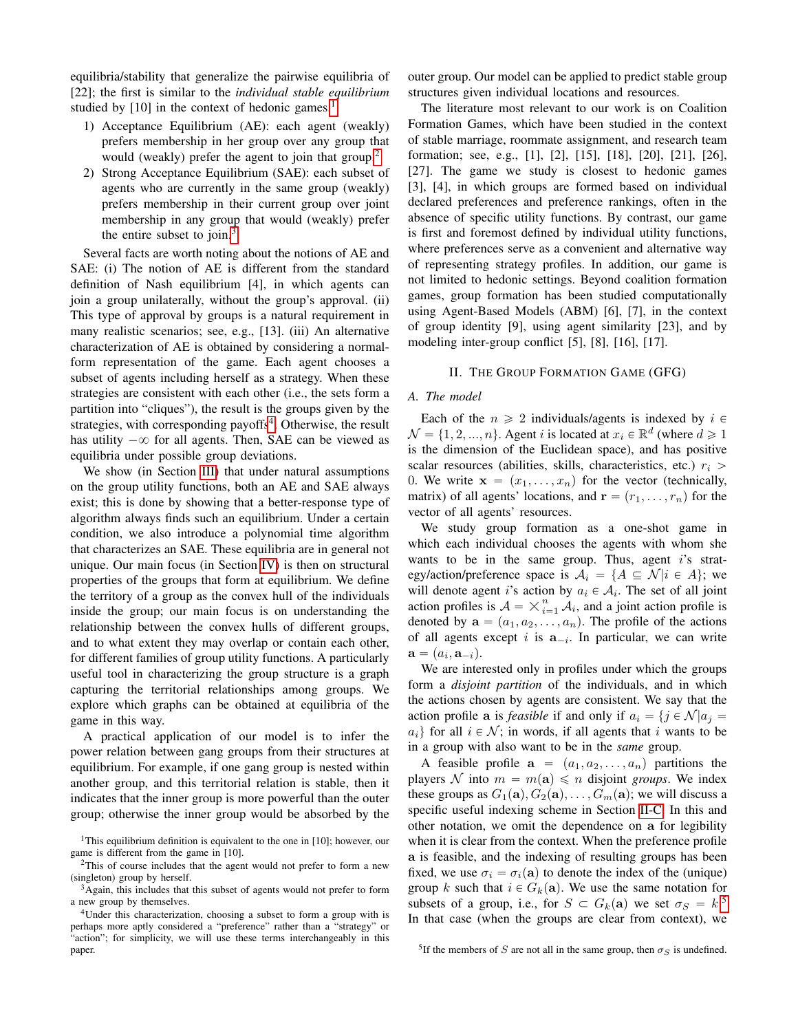equilibria/stability that generalize the pairwise equilibria of [22]; the first is similar to the *individual stable equilibrium* studied by [10] in the context of hedonic games.[1]

1) Acceptance Equilibrium (AE): each agent (weakly) prefers membership in her group over any group that would (weakly) prefer the agent to join that group.[2]
2) Strong Acceptance Equilibrium (SAE): each subset of agents who are currently in the same group (weakly) prefers membership in their current group over joint membership in any group that would (weakly) prefer the entire subset to join.[3]

Several facts are worth noting about the notions of AE and SAE: (i) The notion of AE is different from the standard definition of Nash equilibrium [4], in which agents can join a group unilaterally, without the group's approval. (ii) This type of approval by groups is a natural requirement in many realistic scenarios; see, e.g., [13]. (iii) An alternative characterization of AE is obtained by considering a normal-form representation of the game. Each agent chooses a subset of agents including herself as a strategy. When these strategies are consistent with each other (i.e., the sets form a partition into "cliques"), the result is the groups given by the strategies, with corresponding payoffs[4]. Otherwise, the result has utility $-\infty$ for all agents. Then, SAE can be viewed as equilibria under possible group deviations.

We show (in Section III) that under natural assumptions on the group utility functions, both an AE and SAE always exist; this is done by showing that a better-response type of algorithm always finds such an equilibrium. Under a certain condition, we also introduce a polynomial time algorithm that characterizes an SAE. These equilibria are in general not unique. Our main focus (in Section IV) is then on structural properties of the groups that form at equilibrium. We define the territory of a group as the convex hull of the individuals inside the group; our main focus is on understanding the relationship between the convex hulls of different groups, and to what extent they may overlap or contain each other, for different families of group utility functions. A particularly useful tool in characterizing the group structure is a graph capturing the territorial relationships among groups. We explore which graphs can be obtained at equilibria of the game in this way.

A practical application of our model is to infer the power relation between gang groups from their structures at equilibrium. For example, if one gang group is nested within another group, and this territorial relation is stable, then it indicates that the inner group is more powerful than the outer group; otherwise the inner group would be absorbed by the outer group. Our model can be applied to predict stable group structures given individual locations and resources.

The literature most relevant to our work is on Coalition Formation Games, which have been studied in the context of stable marriage, roommate assignment, and research team formation; see, e.g., [1], [2], [15], [18], [20], [21], [26], [27]. The game we study is closest to hedonic games [3], [4], in which groups are formed based on individual declared preferences and preference rankings, often in the absence of specific utility functions. By contrast, our game is first and foremost defined by individual utility functions, where preferences serve as a convenient and alternative way of representing strategy profiles. In addition, our game is not limited to hedonic settings. Beyond coalition formation games, group formation has been studied computationally using Agent-Based Models (ABM) [6], [7], in the context of group identity [9], using agent similarity [23], and by modeling inter-group conflict [5], [8], [16], [17].

## II. The Group Formation Game (GFG)

### A. The model

Each of the $n \geqslant 2$ individuals/agents is indexed by $i \in \mathcal{N} = \{1, 2, ..., n\}$. Agent $i$ is located at $x_i \in \mathbb{R}^d$ (where $d \geqslant 1$ is the dimension of the Euclidean space), and has positive scalar resources (abilities, skills, characteristics, etc.) $r_i > 0$. We write $\mathbf{x} = (x_1, \ldots, x_n)$ for the vector (technically, matrix) of all agents' locations, and $\mathbf{r} = (r_1, \ldots, r_n)$ for the vector of all agents' resources.

We study group formation as a one-shot game in which each individual chooses the agents with whom she wants to be in the same group. Thus, agent $i$'s strategy/action/preference space is $\mathcal{A}_i = \{A \subseteq \mathcal{N} | i \in A\}$; we will denote agent $i$'s action by $a_i \in \mathcal{A}_i$. The set of all joint action profiles is $\mathcal{A} = \times_{i=1}^n \mathcal{A}_i$, and a joint action profile is denoted by $\mathbf{a} = (a_1, a_2, \ldots, a_n)$. The profile of the actions of all agents except $i$ is $\mathbf{a}_{-i}$. In particular, we can write $\mathbf{a} = (a_i, \mathbf{a}_{-i})$.

We are interested only in profiles under which the groups form a *disjoint partition* of the individuals, and in which the actions chosen by agents are consistent. We say that the action profile $\mathbf{a}$ is *feasible* if and only if $a_i = \{j \in \mathcal{N} | a_j = a_i\}$ for all $i \in \mathcal{N}$; in words, if all agents that $i$ wants to be in a group with also want to be in the *same* group.

A feasible profile $\mathbf{a} = (a_1, a_2, \ldots, a_n)$ partitions the players $\mathcal{N}$ into $m = m(\mathbf{a}) \leqslant n$ disjoint *groups*. We index these groups as $G_1(\mathbf{a}), G_2(\mathbf{a}), \ldots, G_m(\mathbf{a})$; we will discuss a specific useful indexing scheme in Section II-C. In this and other notation, we omit the dependence on $\mathbf{a}$ for legibility when it is clear from the context. When the preference profile $\mathbf{a}$ is feasible, and the indexing of resulting groups has been fixed, we use $\sigma_i = \sigma_i(\mathbf{a})$ to denote the index of the (unique) group $k$ such that $i \in G_k(\mathbf{a})$. We use the same notation for subsets of a group, i.e., for $S \subset G_k(\mathbf{a})$ we set $\sigma_S = k$.[5] In that case (when the groups are clear from context), we

[1] This equilibrium definition is equivalent to the one in [10]; however, our game is different from the game in [10].

[2] This of course includes that the agent would not prefer to form a new (singleton) group by herself.

[3] Again, this includes that this subset of agents would not prefer to form a new group by themselves.

[4] Under this characterization, choosing a subset to form a group with is perhaps more aptly considered a "preference" rather than a "strategy" or "action"; for simplicity, we will use these terms interchangeably in this paper.

[5] If the members of $S$ are not all in the same group, then $\sigma_S$ is undefined.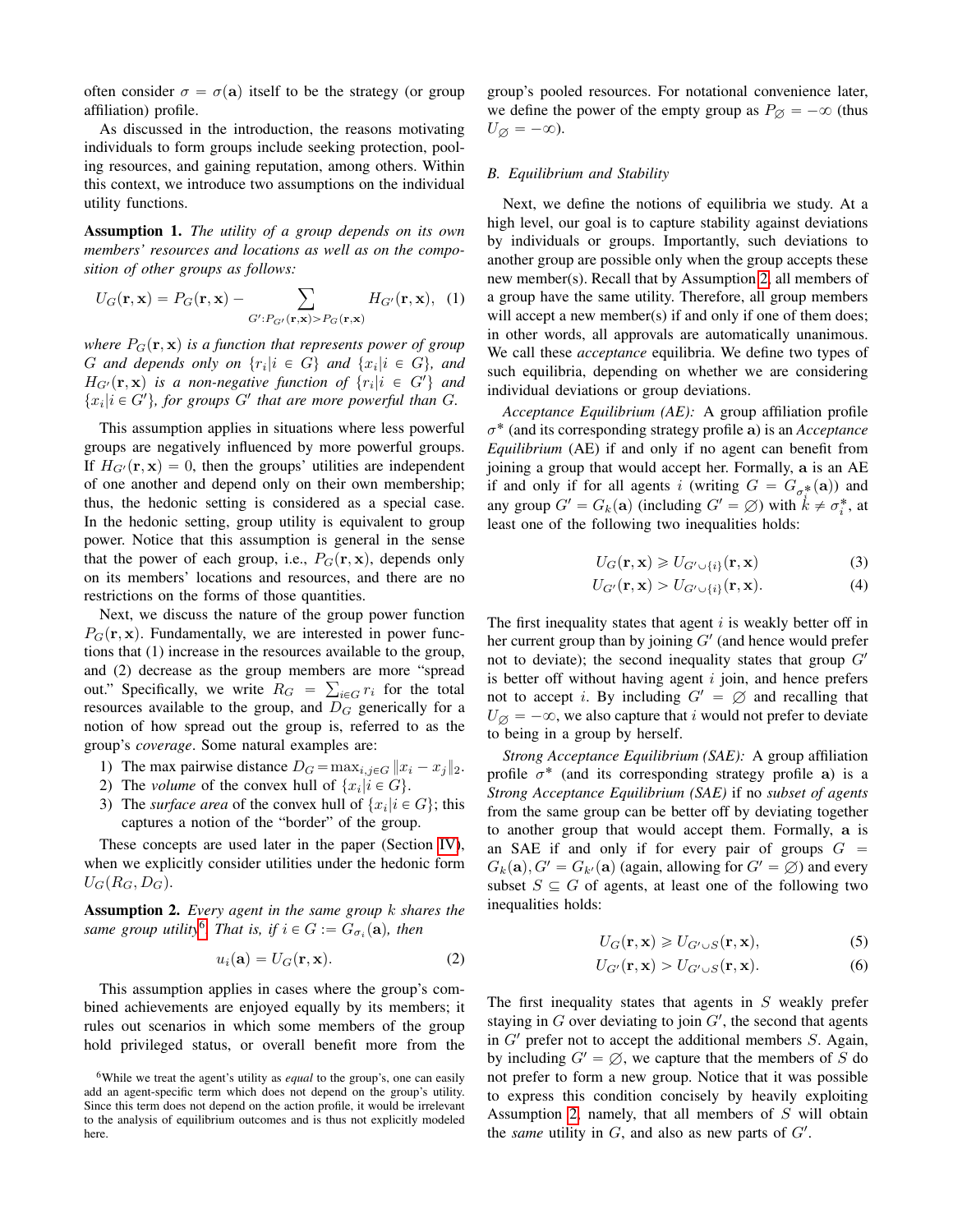often consider $\sigma = \sigma(\mathbf{a})$ itself to be the strategy (or group affiliation) profile.

As discussed in the introduction, the reasons motivating individuals to form groups include seeking protection, pooling resources, and gaining reputation, among others. Within this context, we introduce two assumptions on the individual utility functions.

**Assumption 1.** *The utility of a group depends on its own members' resources and locations as well as on the composition of other groups as follows:*

$$U_G(\mathbf{r}, \mathbf{x}) = P_G(\mathbf{r}, \mathbf{x}) - \sum_{G': P_{G'}(\mathbf{r},\mathbf{x}) > P_G(\mathbf{r},\mathbf{x})} H_{G'}(\mathbf{r}, \mathbf{x}), \quad (1)$$

*where $P_G(\mathbf{r}, \mathbf{x})$ is a function that represents power of group $G$ and depends only on $\{r_i | i \in G\}$ and $\{x_i | i \in G\}$, and $H_{G'}(\mathbf{r}, \mathbf{x})$ is a non-negative function of $\{r_i | i \in G'\}$ and $\{x_i | i \in G'\}$, for groups $G'$ that are more powerful than $G$.*

This assumption applies in situations where less powerful groups are negatively influenced by more powerful groups. If $H_{G'}(\mathbf{r}, \mathbf{x}) = 0$, then the groups' utilities are independent of one another and depend only on their own membership; thus, the hedonic setting is considered as a special case. In the hedonic setting, group utility is equivalent to group power. Notice that this assumption is general in the sense that the power of each group, i.e., $P_G(\mathbf{r}, \mathbf{x})$, depends only on its members' locations and resources, and there are no restrictions on the forms of those quantities.

Next, we discuss the nature of the group power function $P_G(\mathbf{r}, \mathbf{x})$. Fundamentally, we are interested in power functions that (1) increase in the resources available to the group, and (2) decrease as the group members are more "spread out." Specifically, we write $R_G = \sum_{i \in G} r_i$ for the total resources available to the group, and $D_G$ generically for a notion of how spread out the group is, referred to as the group's *coverage*. Some natural examples are:

1) The max pairwise distance $D_G = \max_{i,j \in G} \|x_i - x_j\|_2$.
2) The *volume* of the convex hull of $\{x_i | i \in G\}$.
3) The *surface area* of the convex hull of $\{x_i | i \in G\}$; this captures a notion of the "border" of the group.

These concepts are used later in the paper (Section IV), when we explicitly consider utilities under the hedonic form $U_G(R_G, D_G)$.

**Assumption 2.** *Every agent in the same group $k$ shares the same group utility*[6]*. That is, if $i \in G := G_{\sigma_i}(\mathbf{a})$, then*

$$u_i(\mathbf{a}) = U_G(\mathbf{r}, \mathbf{x}). \quad (2)$$

This assumption applies in cases where the group's combined achievements are enjoyed equally by its members; it rules out scenarios in which some members of the group hold privileged status, or overall benefit more from the group's pooled resources. For notational convenience later, we define the power of the empty group as $P_\varnothing = -\infty$ (thus $U_\varnothing = -\infty$).

### B. Equilibrium and Stability

Next, we define the notions of equilibria we study. At a high level, our goal is to capture stability against deviations by individuals or groups. Importantly, such deviations to another group are possible only when the group accepts these new member(s). Recall that by Assumption 2, all members of a group have the same utility. Therefore, all group members will accept a new member(s) if and only if one of them does; in other words, all approvals are automatically unanimous. We call these *acceptance* equilibria. We define two types of such equilibria, depending on whether we are considering individual deviations or group deviations.

*Acceptance Equilibrium (AE):* A group affiliation profile $\sigma^*$ (and its corresponding strategy profile $\mathbf{a}$) is an *Acceptance Equilibrium* (AE) if and only if no agent can benefit from joining a group that would accept her. Formally, $\mathbf{a}$ is an AE if and only if for all agents $i$ (writing $G = G_{\sigma_i^*}(\mathbf{a})$) and any group $G' = G_k(\mathbf{a})$ (including $G' = \varnothing$) with $k \neq \sigma_i^*$, at least one of the following two inequalities holds:

$$U_G(\mathbf{r}, \mathbf{x}) \geqslant U_{G' \cup \{i\}}(\mathbf{r}, \mathbf{x}) \quad (3)$$

$$U_{G'}(\mathbf{r}, \mathbf{x}) > U_{G' \cup \{i\}}(\mathbf{r}, \mathbf{x}). \quad (4)$$

The first inequality states that agent $i$ is weakly better off in her current group than by joining $G'$ (and hence would prefer not to deviate); the second inequality states that group $G'$ is better off without having agent $i$ join, and hence prefers not to accept $i$. By including $G' = \varnothing$ and recalling that $U_\varnothing = -\infty$, we also capture that $i$ would not prefer to deviate to being in a group by herself.

*Strong Acceptance Equilibrium (SAE):* A group affiliation profile $\sigma^*$ (and its corresponding strategy profile $\mathbf{a}$) is a *Strong Acceptance Equilibrium (SAE)* if no *subset of agents* from the same group can be better off by deviating together to another group that would accept them. Formally, $\mathbf{a}$ is an SAE if and only if for every pair of groups $G = G_k(\mathbf{a}), G' = G_{k'}(\mathbf{a})$ (again, allowing for $G' = \varnothing$) and every subset $S \subseteq G$ of agents, at least one of the following two inequalities holds:

$$U_G(\mathbf{r}, \mathbf{x}) \geqslant U_{G' \cup S}(\mathbf{r}, \mathbf{x}), \quad (5)$$

$$U_{G'}(\mathbf{r}, \mathbf{x}) > U_{G' \cup S}(\mathbf{r}, \mathbf{x}). \quad (6)$$

The first inequality states that agents in $S$ weakly prefer staying in $G$ over deviating to join $G'$, the second that agents in $G'$ prefer not to accept the additional members $S$. Again, by including $G' = \varnothing$, we capture that the members of $S$ do not prefer to form a new group. Notice that it was possible to express this condition concisely by heavily exploiting Assumption 2, namely, that all members of $S$ will obtain the *same* utility in $G$, and also as new parts of $G'$.

[6] While we treat the agent's utility as *equal* to the group's, one can easily add an agent-specific term which does not depend on the group's utility. Since this term does not depend on the action profile, it would be irrelevant to the analysis of equilibrium outcomes and is thus not explicitly modeled here.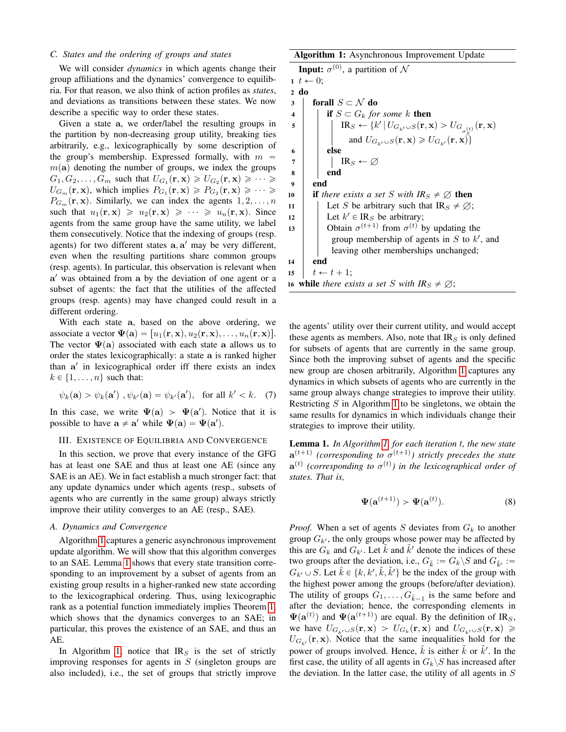### C. States and the ordering of groups and states

We will consider *dynamics* in which agents change their group affiliations and the dynamics' convergence to equilibria. For that reason, we also think of action profiles as *states*, and deviations as transitions between these states. We now describe a specific way to order these states.

Given a state $\mathbf{a}$, we order/label the resulting groups in the partition by non-decreasing group utility, breaking ties arbitrarily, e.g., lexicographically by some description of the group's membership. Expressed formally, with $m = m(\mathbf{a})$ denoting the number of groups, we index the groups $G_1, G_2, \ldots, G_m$ such that $U_{G_1}(\mathbf{r}, \mathbf{x}) \geqslant U_{G_2}(\mathbf{r}, \mathbf{x}) \geqslant \cdots \geqslant U_{G_m}(\mathbf{r}, \mathbf{x})$, which implies $P_{G_1}(\mathbf{r}, \mathbf{x}) \geqslant P_{G_2}(\mathbf{r}, \mathbf{x}) \geqslant \cdots \geqslant P_{G_m}(\mathbf{r}, \mathbf{x})$. Similarly, we can index the agents $1, 2, \ldots, n$ such that $u_1(\mathbf{r}, \mathbf{x}) \geqslant u_2(\mathbf{r}, \mathbf{x}) \geqslant \cdots \geqslant u_n(\mathbf{r}, \mathbf{x})$. Since agents from the same group have the same utility, we label them consecutively. Notice that the indexing of groups (resp. agents) for two different states $\mathbf{a}, \mathbf{a}'$ may be very different, even when the resulting partitions share common groups (resp. agents). In particular, this observation is relevant when $\mathbf{a}'$ was obtained from $\mathbf{a}$ by the deviation of one agent or a subset of agents: the fact that the utilities of the affected groups (resp. agents) may have changed could result in a different ordering.

With each state $\mathbf{a}$, based on the above ordering, we associate a vector $\mathbf{\Psi}(\mathbf{a}) = [u_1(\mathbf{r}, \mathbf{x}), u_2(\mathbf{r}, \mathbf{x}), \ldots, u_n(\mathbf{r}, \mathbf{x})]$. The vector $\mathbf{\Psi}(\mathbf{a})$ associated with each state $\mathbf{a}$ allows us to order the states lexicographically: a state $\mathbf{a}$ is ranked higher than $\mathbf{a}'$ in lexicographical order iff there exists an index $k \in \{1, \ldots, n\}$ such that:

$$\psi_k(\mathbf{a}) > \psi_k(\mathbf{a}') \;, \psi_{k'}(\mathbf{a}) = \psi_{k'}(\mathbf{a}'), \quad \text{for all } k' < k. \tag{7}$$

In this case, we write $\mathbf{\Psi}(\mathbf{a}) \succ \mathbf{\Psi}(\mathbf{a}')$. Notice that it is possible to have $\mathbf{a} \neq \mathbf{a}'$ while $\mathbf{\Psi}(\mathbf{a}) = \mathbf{\Psi}(\mathbf{a}')$.

## III. Existence of Equilibria and Convergence

In this section, we prove that every instance of the GFG has at least one SAE and thus at least one AE (since any SAE is an AE). We in fact establish a much stronger fact: that any update dynamics under which agents (resp., subsets of agents who are currently in the same group) always strictly improve their utility converges to an AE (resp., SAE).

### A. Dynamics and Convergence

Algorithm 1 captures a generic asynchronous improvement update algorithm. We will show that this algorithm converges to an SAE. Lemma 1 shows that every state transition corresponding to an improvement by a subset of agents from an existing group results in a higher-ranked new state according to the lexicographical ordering. Thus, using lexicographic rank as a potential function immediately implies Theorem 1, which shows that the dynamics converges to an SAE; in particular, this proves the existence of an SAE, and thus an AE.

In Algorithm 1, notice that $\text{IR}_S$ is the set of strictly improving responses for agents in $S$ (singleton groups are also included), i.e., the set of groups that strictly improve

**Algorithm 1:** Asynchronous Improvement Update

```
   Input: σ^(0), a partition of N
1  t ← 0;
2  do
3    forall S ⊂ N do
4      if S ⊂ G_k for some k then
5        IR_S ← {k' | U_{G_k' ∪ S}(r, x) > U_{G_{σ_S^(t)}}(r, x)
                 and U_{G_k' ∪ S}(r, x) ≥ U_{G_k'}(r, x)}
6      else
7        IR_S ← ∅
8      end
9    end
10   if there exists a set S with IR_S ≠ ∅ then
11     Let S be arbitrary such that IR_S ≠ ∅;
12     Let k' ∈ IR_S be arbitrary;
13     Obtain σ^(t+1) from σ^(t) by updating the
       group membership of agents in S to k', and
       leaving other memberships unchanged;
14   end
15   t ← t + 1;
16 while there exists a set S with IR_S ≠ ∅;
```

the agents' utility over their current utility, and would accept these agents as members. Also, note that $\text{IR}_S$ is only defined for subsets of agents that are currently in the same group. Since both the improving subset of agents and the specific new group are chosen arbitrarily, Algorithm 1 captures any dynamics in which subsets of agents who are currently in the same group always change strategies to improve their utility. Restricting $S$ in Algorithm 1 to be singletons, we obtain the same results for dynamics in which individuals change their strategies to improve their utility.

**Lemma 1.** *In Algorithm 1, for each iteration $t$, the new state $\mathbf{a}^{(t+1)}$ (corresponding to $\sigma^{(t+1)}$) strictly precedes the state $\mathbf{a}^{(t)}$ (corresponding to $\sigma^{(t)}$) in the lexicographical order of states. That is,*

$$\mathbf{\Psi}(\mathbf{a}^{(t+1)}) \succ \mathbf{\Psi}(\mathbf{a}^{(t)}). \tag{8}$$

*Proof.* When a set of agents $S$ deviates from $G_k$ to another group $G_{k'}$, the only groups whose power may be affected by this are $G_k$ and $G_{k'}$. Let $\tilde{k}$ and $\tilde{k}'$ denote the indices of these two groups after the deviation, i.e., $G_{\tilde{k}} := G_k \backslash S$ and $G_{\tilde{k}'} := G_{k'} \cup S$. Let $\hat{k} \in \{k, k', \tilde{k}, \tilde{k}'\}$ be the index of the group with the highest power among the groups (before/after deviation). The utility of groups $G_1, \ldots, G_{\hat{k}-1}$ is the same before and after the deviation; hence, the corresponding elements in $\mathbf{\Psi}(\mathbf{a}^{(t)})$ and $\mathbf{\Psi}(\mathbf{a}^{(t+1)})$ are equal. By the definition of $\text{IR}_S$, we have $U_{G_{k'} \cup S}(\mathbf{r}, \mathbf{x}) > U_{G_k}(\mathbf{r}, \mathbf{x})$ and $U_{G_{k'} \cup S}(\mathbf{r}, \mathbf{x}) \geqslant U_{G_{k'}}(\mathbf{r}, \mathbf{x})$. Notice that the same inequalities hold for the power of groups involved. Hence, $\hat{k}$ is either $\tilde{k}$ or $\tilde{k}'$. In the first case, the utility of all agents in $G_k \backslash S$ has increased after the deviation. In the latter case, the utility of all agents in $S$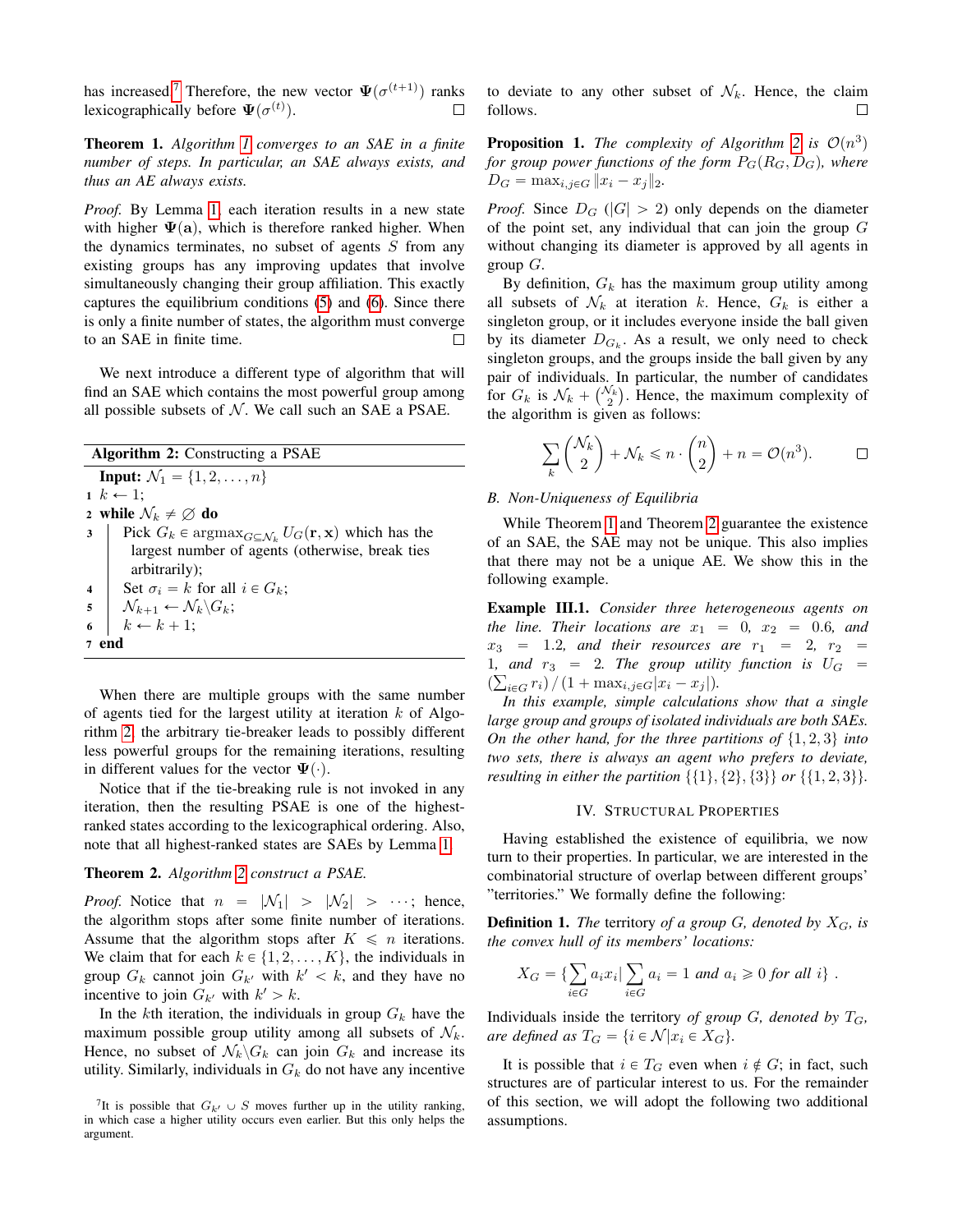has increased[7] Therefore, the new vector $\mathbf{\Psi}(\sigma^{(t+1)})$ ranks lexicographically before $\mathbf{\Psi}(\sigma^{(t)})$. □

**Theorem 1.** *Algorithm 1 converges to an SAE in a finite number of steps. In particular, an SAE always exists, and thus an AE always exists.*

*Proof.* By Lemma 1, each iteration results in a new state with higher $\mathbf{\Psi}(\mathbf{a})$, which is therefore ranked higher. When the dynamics terminates, no subset of agents $S$ from any existing groups has any improving updates that involve simultaneously changing their group affiliation. This exactly captures the equilibrium conditions (5) and (6). Since there is only a finite number of states, the algorithm must converge to an SAE in finite time. □

We next introduce a different type of algorithm that will find an SAE which contains the most powerful group among all possible subsets of $\mathcal{N}$. We call such an SAE a PSAE.

**Algorithm 2:** Constructing a PSAE

```
  Input: N_1 = {1, 2, ..., n}
1 k ← 1;
2 while N_k ≠ ∅ do
3     Pick G_k ∈ argmax_{G⊆N_k} U_G(r, x) which has the
      largest number of agents (otherwise, break ties
      arbitrarily);
4     Set σ_i = k for all i ∈ G_k;
5     N_{k+1} ← N_k \ G_k;
6     k ← k + 1;
7 end
```

When there are multiple groups with the same number of agents tied for the largest utility at iteration $k$ of Algorithm 2, the arbitrary tie-breaker leads to possibly different less powerful groups for the remaining iterations, resulting in different values for the vector $\mathbf{\Psi}(\cdot)$.

Notice that if the tie-breaking rule is not invoked in any iteration, then the resulting PSAE is one of the highest-ranked states according to the lexicographical ordering. Also, note that all highest-ranked states are SAEs by Lemma 1.

**Theorem 2.** *Algorithm 2 construct a PSAE.*

*Proof.* Notice that $n = |\mathcal{N}_1| > |\mathcal{N}_2| > \cdots$; hence, the algorithm stops after some finite number of iterations. Assume that the algorithm stops after $K \leqslant n$ iterations. We claim that for each $k \in \{1, 2, \ldots, K\}$, the individuals in group $G_k$ cannot join $G_{k'}$ with $k' < k$, and they have no incentive to join $G_{k'}$ with $k' > k$.

In the $k$th iteration, the individuals in group $G_k$ have the maximum possible group utility among all subsets of $\mathcal{N}_k$. Hence, no subset of $\mathcal{N}_k \backslash G_k$ can join $G_k$ and increase its utility. Similarly, individuals in $G_k$ do not have any incentive to deviate to any other subset of $\mathcal{N}_k$. Hence, the claim follows. □

**Proposition 1.** *The complexity of Algorithm 2 is $\mathcal{O}(n^3)$ for group power functions of the form $P_G(R_G, D_G)$, where $D_G = \max_{i,j \in G} \|x_i - x_j\|_2$.*

*Proof.* Since $D_G$ ($|G| > 2$) only depends on the diameter of the point set, any individual that can join the group $G$ without changing its diameter is approved by all agents in group $G$.

By definition, $G_k$ has the maximum group utility among all subsets of $\mathcal{N}_k$ at iteration $k$. Hence, $G_k$ is either a singleton group, or it includes everyone inside the ball given by its diameter $D_{G_k}$. As a result, we only need to check singleton groups, and the groups inside the ball given by any pair of individuals. In particular, the number of candidates for $G_k$ is $\mathcal{N}_k + \binom{\mathcal{N}_k}{2}$. Hence, the maximum complexity of the algorithm is given as follows:

$$\sum_k \binom{\mathcal{N}_k}{2} + \mathcal{N}_k \leqslant n \cdot \binom{n}{2} + n = \mathcal{O}(n^3). \qquad \square$$

### B. Non-Uniqueness of Equilibria

While Theorem 1 and Theorem 2 guarantee the existence of an SAE, the SAE may not be unique. This also implies that there may not be a unique AE. We show this in the following example.

**Example III.1.** *Consider three heterogeneous agents on the line. Their locations are $x_1 = 0$, $x_2 = 0.6$, and $x_3 = 1.2$, and their resources are $r_1 = 2$, $r_2 = 1$, and $r_3 = 2$. The group utility function is $U_G = \left(\sum_{i \in G} r_i\right) / \left(1 + \max_{i,j \in G} |x_i - x_j|\right)$.*

*In this example, simple calculations show that a single large group and groups of isolated individuals are both SAEs. On the other hand, for the three partitions of $\{1, 2, 3\}$ into two sets, there is always an agent who prefers to deviate, resulting in either the partition $\{\{1\}, \{2\}, \{3\}\}$ or $\{\{1, 2, 3\}\}$.*

## IV. Structural Properties

Having established the existence of equilibria, we now turn to their properties. In particular, we are interested in the combinatorial structure of overlap between different groups' "territories." We formally define the following:

**Definition 1.** *The* territory *of a group $G$, denoted by $X_G$, is the convex hull of its members' locations:*

$$X_G = \{\sum_{i \in G} a_i x_i | \sum_{i \in G} a_i = 1 \text{ and } a_i \geqslant 0 \text{ for all } i\} \ .$$

*Individuals inside the territory of group $G$, denoted by $T_G$, are defined as $T_G = \{i \in \mathcal{N} | x_i \in X_G\}$.*

It is possible that $i \in T_G$ even when $i \notin G$; in fact, such structures are of particular interest to us. For the remainder of this section, we will adopt the following two additional assumptions.

[7] It is possible that $G_{k'} \cup S$ moves further up in the utility ranking, in which case a higher utility occurs even earlier. But this only helps the argument.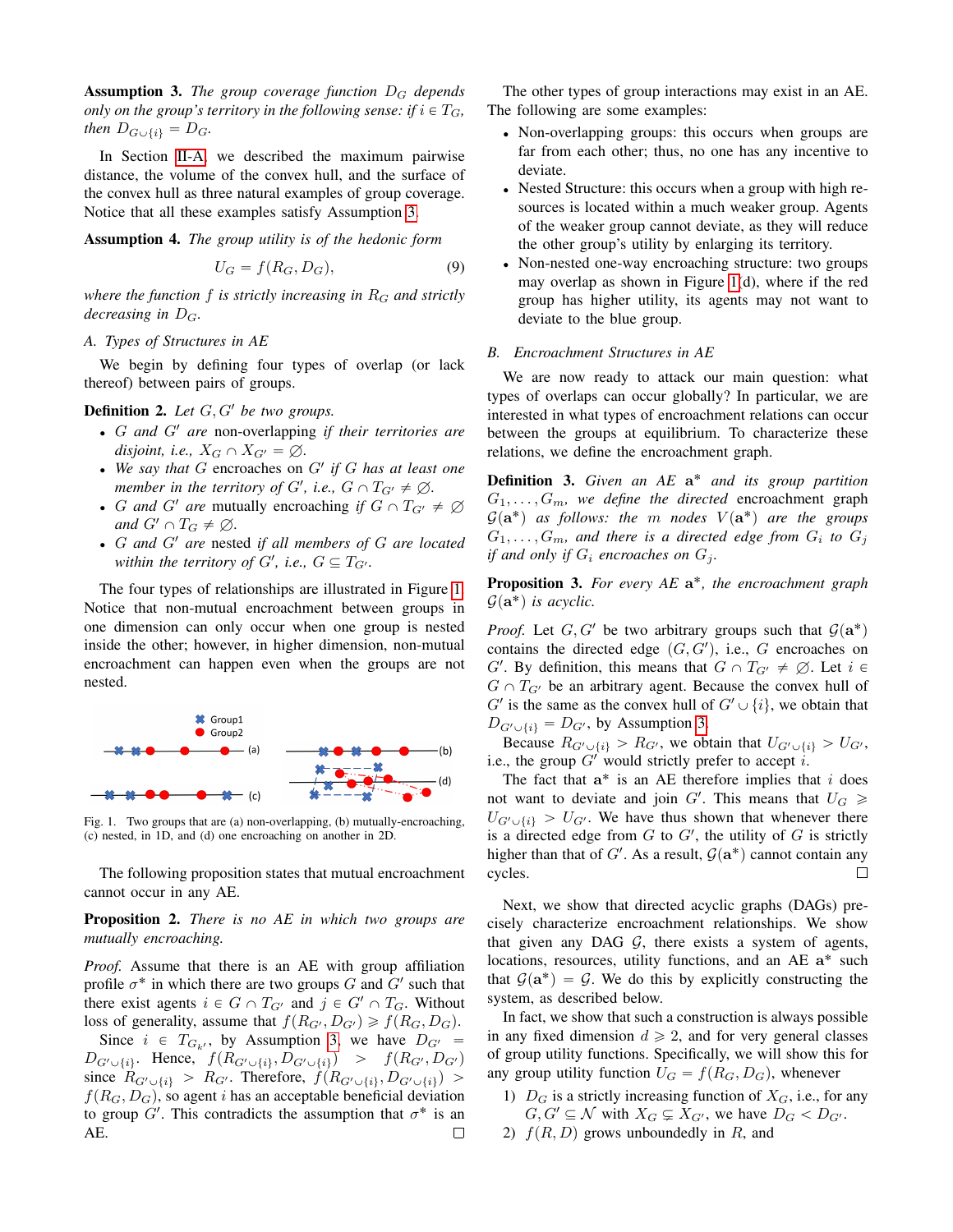**Assumption 3.** *The group coverage function $D_G$ depends only on the group's territory in the following sense: if $i \in T_G$, then $D_{G \cup \{i\}} = D_G$.*

In Section II-A, we described the maximum pairwise distance, the volume of the convex hull, and the surface of the convex hull as three natural examples of group coverage. Notice that all these examples satisfy Assumption 3.

**Assumption 4.** *The group utility is of the hedonic form*

$$U_G = f(R_G, D_G), \tag{9}$$

*where the function $f$ is strictly increasing in $R_G$ and strictly decreasing in $D_G$.*

### A. Types of Structures in AE

We begin by defining four types of overlap (or lack thereof) between pairs of groups.

**Definition 2.** *Let $G, G'$ be two groups.*

- *$G$ and $G'$ are* non-overlapping *if their territories are disjoint, i.e., $X_G \cap X_{G'} = \varnothing$.*
- *We say that $G$* encroaches *on $G'$ if $G$ has at least one member in the territory of $G'$, i.e., $G \cap T_{G'} \neq \varnothing$.*
- *$G$ and $G'$ are* mutually encroaching *if $G \cap T_{G'} \neq \varnothing$ and $G' \cap T_G \neq \varnothing$.*
- *$G$ and $G'$ are* nested *if all members of $G$ are located within the territory of $G'$, i.e., $G \subseteq T_{G'}$.*

The four types of relationships are illustrated in Figure 1. Notice that non-mutual encroachment between groups in one dimension can only occur when one group is nested inside the other; however, in higher dimension, non-mutual encroachment can happen even when the groups are not nested.

Fig. 1. Two groups that are (a) non-overlapping, (b) mutually-encroaching, (c) nested, in 1D, and (d) one encroaching on another in 2D.

The following proposition states that mutual encroachment cannot occur in any AE.

**Proposition 2.** *There is no AE in which two groups are mutually encroaching.*

*Proof.* Assume that there is an AE with group affiliation profile $\sigma^*$ in which there are two groups $G$ and $G'$ such that there exist agents $i \in G \cap T_{G'}$ and $j \in G' \cap T_G$. Without loss of generality, assume that $f(R_{G'}, D_{G'}) \geqslant f(R_G, D_G)$.

Since $i \in T_{G_{k'}}$, by Assumption 3 we have $D_{G'} = D_{G' \cup \{i\}}$. Hence, $f(R_{G' \cup \{i\}}, D_{G' \cup \{i\}}) > f(R_{G'}, D_{G'})$ since $R_{G' \cup \{i\}} > R_{G'}$. Therefore, $f(R_{G' \cup \{i\}}, D_{G' \cup \{i\}}) > f(R_G, D_G)$, so agent $i$ has an acceptable beneficial deviation to group $G'$. This contradicts the assumption that $\sigma^*$ is an AE. $\square$

The other types of group interactions may exist in an AE. The following are some examples:

- Non-overlapping groups: this occurs when groups are far from each other; thus, no one has any incentive to deviate.
- Nested Structure: this occurs when a group with high resources is located within a much weaker group. Agents of the weaker group cannot deviate, as they will reduce the other group's utility by enlarging its territory.
- Non-nested one-way encroaching structure: two groups may overlap as shown in Figure 1(d), where if the red group has higher utility, its agents may not want to deviate to the blue group.

### B. Encroachment Structures in AE

We are now ready to attack our main question: what types of overlaps can occur globally? In particular, we are interested in what types of encroachment relations can occur between the groups at equilibrium. To characterize these relations, we define the encroachment graph.

**Definition 3.** *Given an AE $\mathbf{a}^*$ and its group partition $G_1, \ldots, G_m$, we define the directed* encroachment *graph $\mathcal{G}(\mathbf{a}^*)$ as follows: the $m$ nodes $V(\mathbf{a}^*)$ are the groups $G_1, \ldots, G_m$, and there is a directed edge from $G_i$ to $G_j$ if and only if $G_i$ encroaches on $G_j$.*

**Proposition 3.** *For every AE $\mathbf{a}^*$, the encroachment graph $\mathcal{G}(\mathbf{a}^*)$ is acyclic.*

*Proof.* Let $G, G'$ be two arbitrary groups such that $\mathcal{G}(\mathbf{a}^*)$ contains the directed edge $(G, G')$, i.e., $G$ encroaches on $G'$. By definition, this means that $G \cap T_{G'} \neq \varnothing$. Let $i \in G \cap T_{G'}$ be an arbitrary agent. Because the convex hull of $G'$ is the same as the convex hull of $G' \cup \{i\}$, we obtain that $D_{G' \cup \{i\}} = D_{G'}$, by Assumption 3.

Because $R_{G' \cup \{i\}} > R_{G'}$, we obtain that $U_{G' \cup \{i\}} > U_{G'}$, i.e., the group $G'$ would strictly prefer to accept $i$.

The fact that $\mathbf{a}^*$ is an AE therefore implies that $i$ does not want to deviate and join $G'$. This means that $U_G \geqslant U_{G' \cup \{i\}} > U_{G'}$. We have thus shown that whenever there is a directed edge from $G$ to $G'$, the utility of $G$ is strictly higher than that of $G'$. As a result, $\mathcal{G}(\mathbf{a}^*)$ cannot contain any cycles. $\square$

Next, we show that directed acyclic graphs (DAGs) precisely characterize encroachment relationships. We show that given any DAG $\mathcal{G}$, there exists a system of agents, locations, resources, utility functions, and an AE $\mathbf{a}^*$ such that $\mathcal{G}(\mathbf{a}^*) = \mathcal{G}$. We do this by explicitly constructing the system, as described below.

In fact, we show that such a construction is always possible in any fixed dimension $d \geqslant 2$, and for very general classes of group utility functions. Specifically, we will show this for any group utility function $U_G = f(R_G, D_G)$, whenever

1) $D_G$ is a strictly increasing function of $X_G$, i.e., for any $G, G' \subseteq \mathcal{N}$ with $X_G \subsetneq X_{G'}$, we have $D_G < D_{G'}$.
2) $f(R, D)$ grows unboundedly in $R$, and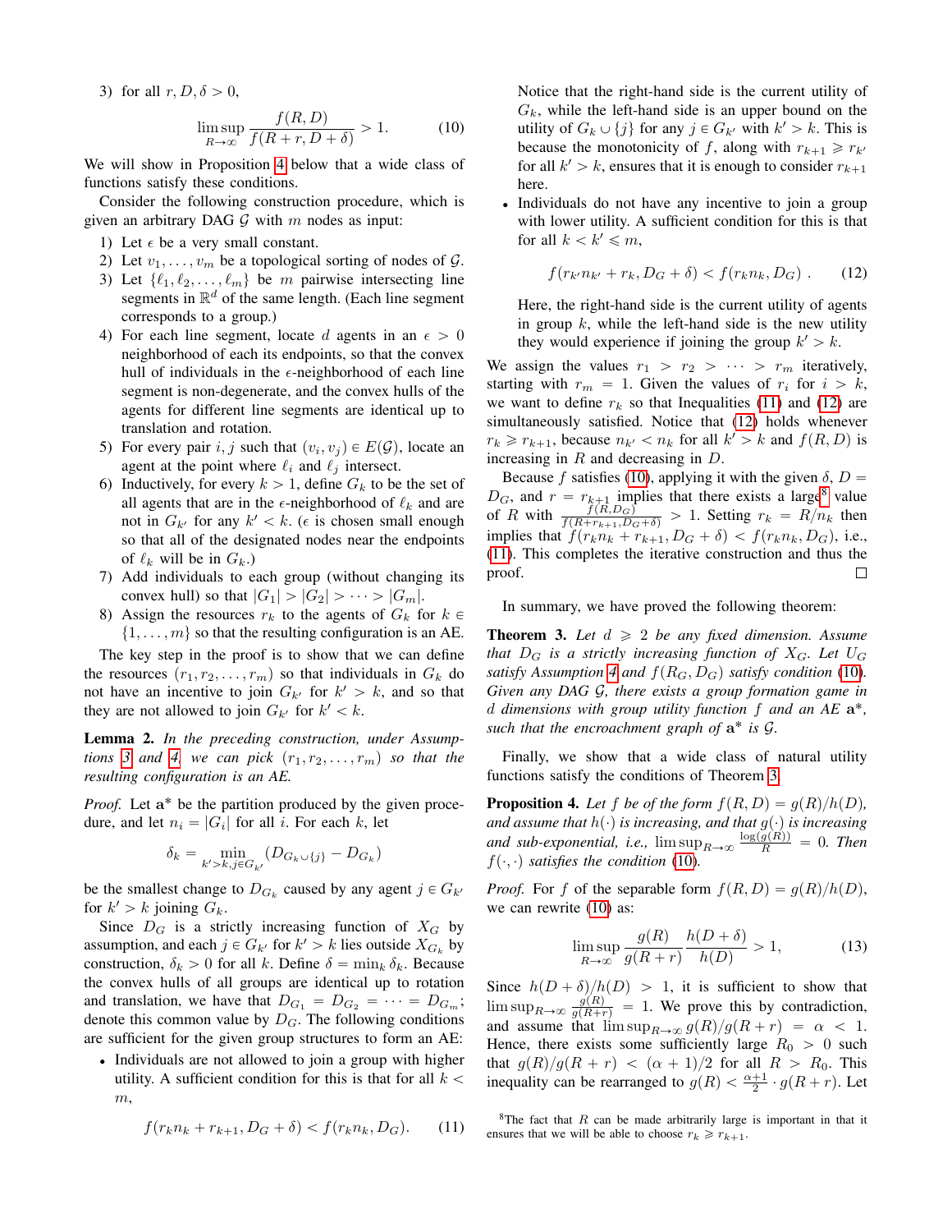3) for all $r, D, \delta > 0$,

$$\limsup_{R\to\infty} \frac{f(R,D)}{f(R+r, D+\delta)} > 1. \tag{10}$$

We will show in Proposition 4 below that a wide class of functions satisfy these conditions.

Consider the following construction procedure, which is given an arbitrary DAG $\mathcal{G}$ with $m$ nodes as input:

1) Let $\epsilon$ be a very small constant.
2) Let $v_1, \ldots, v_m$ be a topological sorting of nodes of $\mathcal{G}$.
3) Let $\{\ell_1, \ell_2, \ldots, \ell_m\}$ be $m$ pairwise intersecting line segments in $\mathbb{R}^d$ of the same length. (Each line segment corresponds to a group.)
4) For each line segment, locate $d$ agents in an $\epsilon > 0$ neighborhood of each its endpoints, so that the convex hull of individuals in the $\epsilon$-neighborhood of each line segment is non-degenerate, and the convex hulls of the agents for different line segments are identical up to translation and rotation.
5) For every pair $i, j$ such that $(v_i, v_j) \in E(\mathcal{G})$, locate an agent at the point where $\ell_i$ and $\ell_j$ intersect.
6) Inductively, for every $k > 1$, define $G_k$ to be the set of all agents that are in the $\epsilon$-neighborhood of $\ell_k$ and are not in $G_{k'}$ for any $k' < k$. ($\epsilon$ is chosen small enough so that all of the designated nodes near the endpoints of $\ell_k$ will be in $G_k$.)
7) Add individuals to each group (without changing its convex hull) so that $|G_1| > |G_2| > \cdots > |G_m|$.
8) Assign the resources $r_k$ to the agents of $G_k$ for $k \in \{1, \ldots, m\}$ so that the resulting configuration is an AE.

The key step in the proof is to show that we can define the resources $(r_1, r_2, \ldots, r_m)$ so that individuals in $G_k$ do not have an incentive to join $G_{k'}$ for $k' > k$, and so that they are not allowed to join $G_{k'}$ for $k' < k$.

**Lemma 2.** *In the preceding construction, under Assumptions 3 and 4, we can pick $(r_1, r_2, \ldots, r_m)$ so that the resulting configuration is an AE.*

*Proof.* Let $\mathbf{a}^*$ be the partition produced by the given procedure, and let $n_i = |G_i|$ for all $i$. For each $k$, let

$$\delta_k = \min_{k' > k, j \in G_{k'}} (D_{G_k \cup \{j\}} - D_{G_k})$$

be the smallest change to $D_{G_k}$ caused by any agent $j \in G_{k'}$ for $k' > k$ joining $G_k$.

Since $D_G$ is a strictly increasing function of $X_G$ by assumption, and each $j \in G_{k'}$ for $k' > k$ lies outside $X_{G_k}$ by construction, $\delta_k > 0$ for all $k$. Define $\delta = \min_k \delta_k$. Because the convex hulls of all groups are identical up to rotation and translation, we have that $D_{G_1} = D_{G_2} = \cdots = D_{G_m}$; denote this common value by $D_G$. The following conditions are sufficient for the given group structures to form an AE:

- Individuals are not allowed to join a group with higher utility. A sufficient condition for this is that for all $k < m$,

$$f(r_k n_k + r_{k+1}, D_G + \delta) < f(r_k n_k, D_G). \tag{11}$$

  Notice that the right-hand side is the current utility of $G_k$, while the left-hand side is an upper bound on the utility of $G_k \cup \{j\}$ for any $j \in G_{k'}$ with $k' > k$. This is because the monotonicity of $f$, along with $r_{k+1} \geqslant r_{k'}$ for all $k' > k$, ensures that it is enough to consider $r_{k+1}$ here.
- Individuals do not have any incentive to join a group with lower utility. A sufficient condition for this is that for all $k < k' \leqslant m$,

$$f(r_{k'} n_{k'} + r_k, D_G + \delta) < f(r_k n_k, D_G) . \tag{12}$$

  Here, the right-hand side is the current utility of agents in group $k$, while the left-hand side is the new utility they would experience if joining the group $k' > k$.

We assign the values $r_1 > r_2 > \cdots > r_m$ iteratively, starting with $r_m = 1$. Given the values of $r_i$ for $i > k$, we want to define $r_k$ so that Inequalities (11) and (12) are simultaneously satisfied. Notice that (12) holds whenever $r_k \geqslant r_{k+1}$, because $n_{k'} < n_k$ for all $k' > k$ and $f(R, D)$ is increasing in $R$ and decreasing in $D$.

Because $f$ satisfies (10), applying it with the given $\delta$, $D = D_G$, and $r = r_{k+1}$ implies that there exists a large[8] value of $R$ with $\frac{f(R, D_G)}{f(R + r_{k+1}, D_G + \delta)} > 1$. Setting $r_k = R/n_k$ then implies that $f(r_k n_k + r_{k+1}, D_G + \delta) < f(r_k n_k, D_G)$, i.e., (11). This completes the iterative construction and thus the proof. $\square$

In summary, we have proved the following theorem:

**Theorem 3.** *Let $d \geqslant 2$ be any fixed dimension. Assume that $D_G$ is a strictly increasing function of $X_G$. Let $U_G$ satisfy Assumption 4 and $f(R_G, D_G)$ satisfy condition (10). Given any DAG $\mathcal{G}$, there exists a group formation game in $d$ dimensions with group utility function $f$ and an AE $\mathbf{a}^*$, such that the encroachment graph of $\mathbf{a}^*$ is $\mathcal{G}$.*

Finally, we show that a wide class of natural utility functions satisfy the conditions of Theorem 3.

**Proposition 4.** *Let $f$ be of the form $f(R, D) = g(R)/h(D)$, and assume that $h(\cdot)$ is increasing, and that $g(\cdot)$ is increasing and sub-exponential, i.e., $\limsup_{R\to\infty} \frac{\log(g(R))}{R} = 0$. Then $f(\cdot, \cdot)$ satisfies the condition (10).*

*Proof.* For $f$ of the separable form $f(R, D) = g(R)/h(D)$, we can rewrite (10) as:

$$\limsup_{R\to\infty} \frac{g(R)}{g(R+r)} \frac{h(D+\delta)}{h(D)} > 1, \tag{13}$$

Since $h(D+\delta)/h(D) > 1$, it is sufficient to show that $\limsup_{R\to\infty} \frac{g(R)}{g(R+r)} = 1$. We prove this by contradiction, and assume that $\limsup_{R\to\infty} g(R)/g(R+r) = \alpha < 1$. Hence, there exists some sufficiently large $R_0 > 0$ such that $g(R)/g(R+r) < (\alpha + 1)/2$ for all $R > R_0$. This inequality can be rearranged to $g(R) < \frac{\alpha+1}{2} \cdot g(R+r)$. Let

[8] The fact that $R$ can be made arbitrarily large is important in that it ensures that we will be able to choose $r_k \geqslant r_{k+1}$.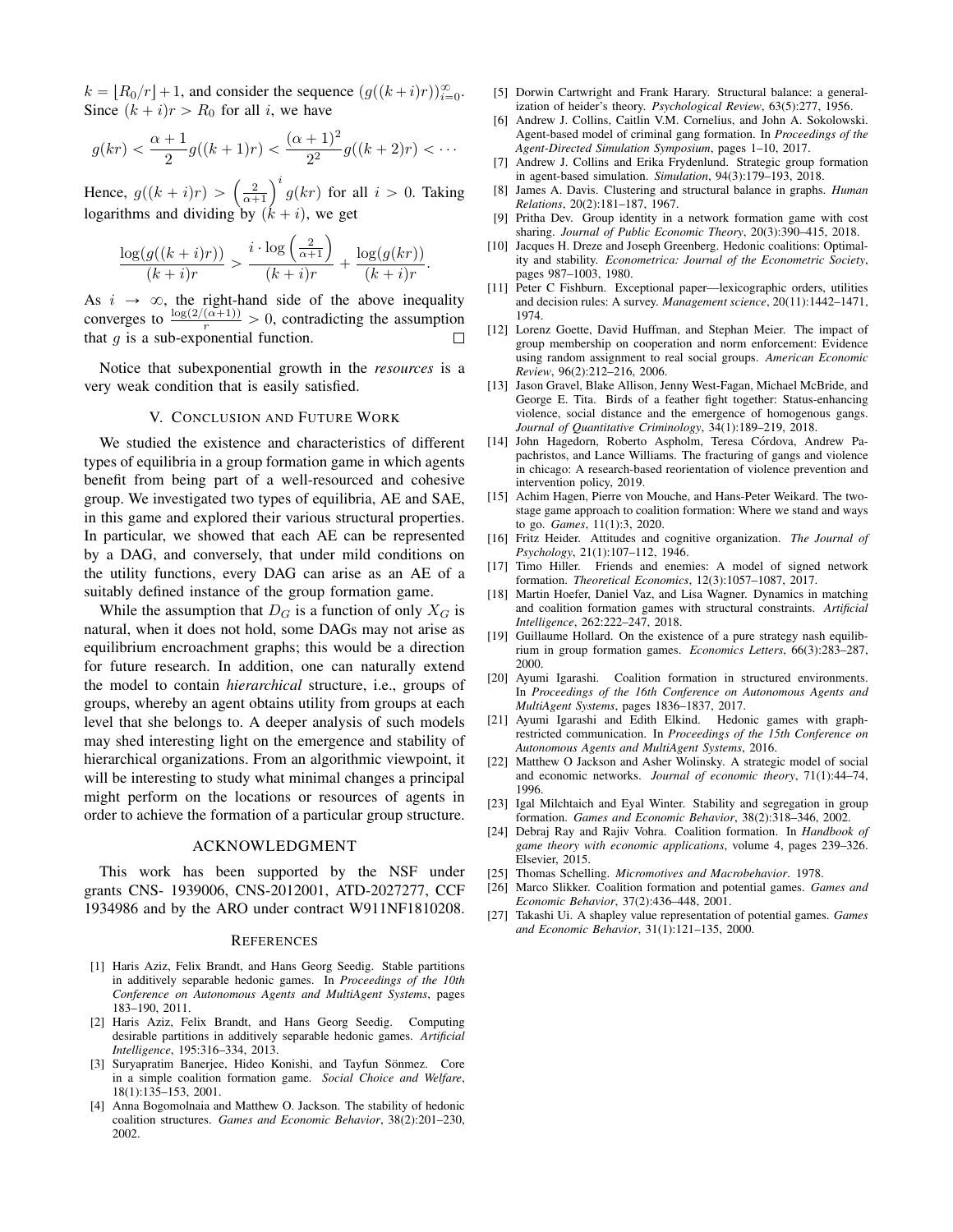$k = \lfloor R_0/r \rfloor + 1$, and consider the sequence $(g((k+i)r))_{i=0}^{\infty}$. Since $(k+i)r > R_0$ for all $i$, we have

$$g(kr) < \frac{\alpha+1}{2} g((k+1)r) < \frac{(\alpha+1)^2}{2^2} g((k+2)r) < \cdots$$

Hence, $g((k+i)r) > \left(\frac{2}{\alpha+1}\right)^i g(kr)$ for all $i > 0$. Taking logarithms and dividing by $(k+i)$, we get

$$\frac{\log(g((k+i)r))}{(k+i)r} > \frac{i \cdot \log\left(\frac{2}{\alpha+1}\right)}{(k+i)r} + \frac{\log(g(kr))}{(k+i)r}.$$

As $i \to \infty$, the right-hand side of the above inequality converges to $\frac{\log(2/(\alpha+1))}{r} > 0$, contradicting the assumption that $g$ is a sub-exponential function. □

Notice that subexponential growth in the *resources* is a very weak condition that is easily satisfied.

## V. Conclusion and Future Work

We studied the existence and characteristics of different types of equilibria in a group formation game in which agents benefit from being part of a well-resourced and cohesive group. We investigated two types of equilibria, AE and SAE, in this game and explored their various structural properties. In particular, we showed that each AE can be represented by a DAG, and conversely, that under mild conditions on the utility functions, every DAG can arise as an AE of a suitably defined instance of the group formation game.

While the assumption that $D_G$ is a function of only $X_G$ is natural, when it does not hold, some DAGs may not arise as equilibrium encroachment graphs; this would be a direction for future research. In addition, one can naturally extend the model to contain *hierarchical* structure, i.e., groups of groups, whereby an agent obtains utility from groups at each level that she belongs to. A deeper analysis of such models may shed interesting light on the emergence and stability of hierarchical organizations. From an algorithmic viewpoint, it will be interesting to study what minimal changes a principal might perform on the locations or resources of agents in order to achieve the formation of a particular group structure.

## Acknowledgment

This work has been supported by the NSF under grants CNS- 1939006, CNS-2012001, ATD-2027277, CCF 1934986 and by the ARO under contract W911NF1810208.

## References

[1] Haris Aziz, Felix Brandt, and Hans Georg Seedig. Stable partitions in additively separable hedonic games. In *Proceedings of the 10th Conference on Autonomous Agents and MultiAgent Systems*, pages 183–190, 2011.

[2] Haris Aziz, Felix Brandt, and Hans Georg Seedig. Computing desirable partitions in additively separable hedonic games. *Artificial Intelligence*, 195:316–334, 2013.

[3] Suryapratim Banerjee, Hideo Konishi, and Tayfun Sönmez. Core in a simple coalition formation game. *Social Choice and Welfare*, 18(1):135–153, 2001.

[4] Anna Bogomolnaia and Matthew O. Jackson. The stability of hedonic coalition structures. *Games and Economic Behavior*, 38(2):201–230, 2002.

[5] Dorwin Cartwright and Frank Harary. Structural balance: a generalization of heider's theory. *Psychological Review*, 63(5):277, 1956.

[6] Andrew J. Collins, Caitlin V.M. Cornelius, and John A. Sokolowski. Agent-based model of criminal gang formation. In *Proceedings of the Agent-Directed Simulation Symposium*, pages 1–10, 2017.

[7] Andrew J. Collins and Erika Frydenlund. Strategic group formation in agent-based simulation. *Simulation*, 94(3):179–193, 2018.

[8] James A. Davis. Clustering and structural balance in graphs. *Human Relations*, 20(2):181–187, 1967.

[9] Pritha Dev. Group identity in a network formation game with cost sharing. *Journal of Public Economic Theory*, 20(3):390–415, 2018.

[10] Jacques H. Dreze and Joseph Greenberg. Hedonic coalitions: Optimality and stability. *Econometrica: Journal of the Econometric Society*, pages 987–1003, 1980.

[11] Peter C Fishburn. Exceptional paper—lexicographic orders, utilities and decision rules: A survey. *Management science*, 20(11):1442–1471, 1974.

[12] Lorenz Goette, David Huffman, and Stephan Meier. The impact of group membership on cooperation and norm enforcement: Evidence using random assignment to real social groups. *American Economic Review*, 96(2):212–216, 2006.

[13] Jason Gravel, Blake Allison, Jenny West-Fagan, Michael McBride, and George E. Tita. Birds of a feather fight together: Status-enhancing violence, social distance and the emergence of homogenous gangs. *Journal of Quantitative Criminology*, 34(1):189–219, 2018.

[14] John Hagedorn, Roberto Aspholm, Teresa Córdova, Andrew Papachristos, and Lance Williams. The fracturing of gangs and violence in chicago: A research-based reorientation of violence prevention and intervention policy, 2019.

[15] Achim Hagen, Pierre von Mouche, and Hans-Peter Weikard. The two-stage game approach to coalition formation: Where we stand and ways to go. *Games*, 11(1):3, 2020.

[16] Fritz Heider. Attitudes and cognitive organization. *The Journal of Psychology*, 21(1):107–112, 1946.

[17] Timo Hiller. Friends and enemies: A model of signed network formation. *Theoretical Economics*, 12(3):1057–1087, 2017.

[18] Martin Hoefer, Daniel Vaz, and Lisa Wagner. Dynamics in matching and coalition formation games with structural constraints. *Artificial Intelligence*, 262:222–247, 2018.

[19] Guillaume Hollard. On the existence of a pure strategy nash equilibrium in group formation games. *Economics Letters*, 66(3):283–287, 2000.

[20] Ayumi Igarashi. Coalition formation in structured environments. In *Proceedings of the 16th Conference on Autonomous Agents and MultiAgent Systems*, pages 1836–1837, 2017.

[21] Ayumi Igarashi and Edith Elkind. Hedonic games with graph-restricted communication. In *Proceedings of the 15th Conference on Autonomous Agents and MultiAgent Systems*, 2016.

[22] Matthew O Jackson and Asher Wolinsky. A strategic model of social and economic networks. *Journal of economic theory*, 71(1):44–74, 1996.

[23] Igal Milchtaich and Eyal Winter. Stability and segregation in group formation. *Games and Economic Behavior*, 38(2):318–346, 2002.

[24] Debraj Ray and Rajiv Vohra. Coalition formation. In *Handbook of game theory with economic applications*, volume 4, pages 239–326. Elsevier, 2015.

[25] Thomas Schelling. *Micromotives and Macrobehavior*. 1978.

[26] Marco Slikker. Coalition formation and potential games. *Games and Economic Behavior*, 37(2):436–448, 2001.

[27] Takashi Ui. A shapley value representation of potential games. *Games and Economic Behavior*, 31(1):121–135, 2000.